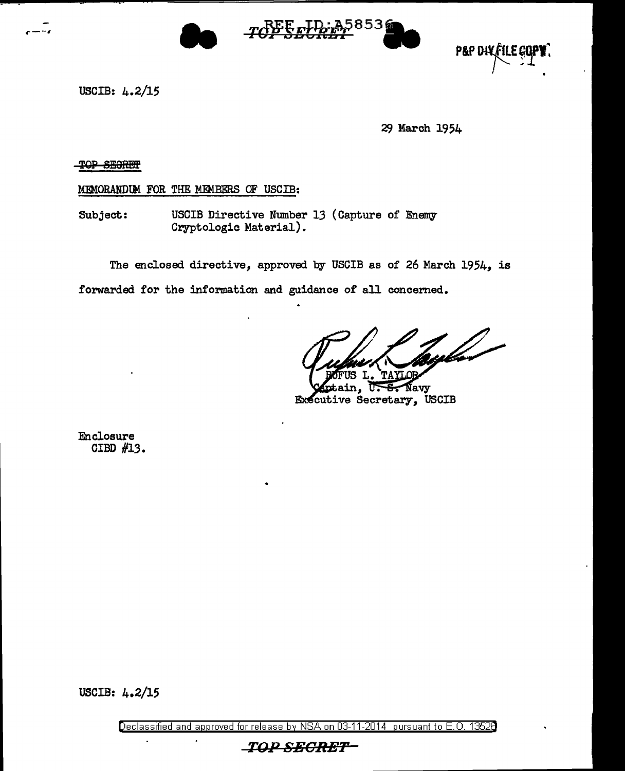REF ID:A58536

TOP SECRET

P&P DIV FILE COPY

USCIB: 4.2/15

29 March 1954

TOP SECRET

MEMORANDUM FOR THE MEMBERS OF USCIB:

Subject: USCIB Directive Number 13 (Capture of Enemy Cryptologic Material).

The enclosed directive, approved by USCIB as of 26 March 1954, is forwarded for the information and guidance of all concerned.

RUFUS L. TAYLOR
Captain, U. S. Navy
Executive Secretary, USCIB

Enclosure
CIBD #13.

USCIB: 4.2/15

Declassified and approved for release by NSA on 03-11-2014 pursuant to E.O. 13526

TOP SECRET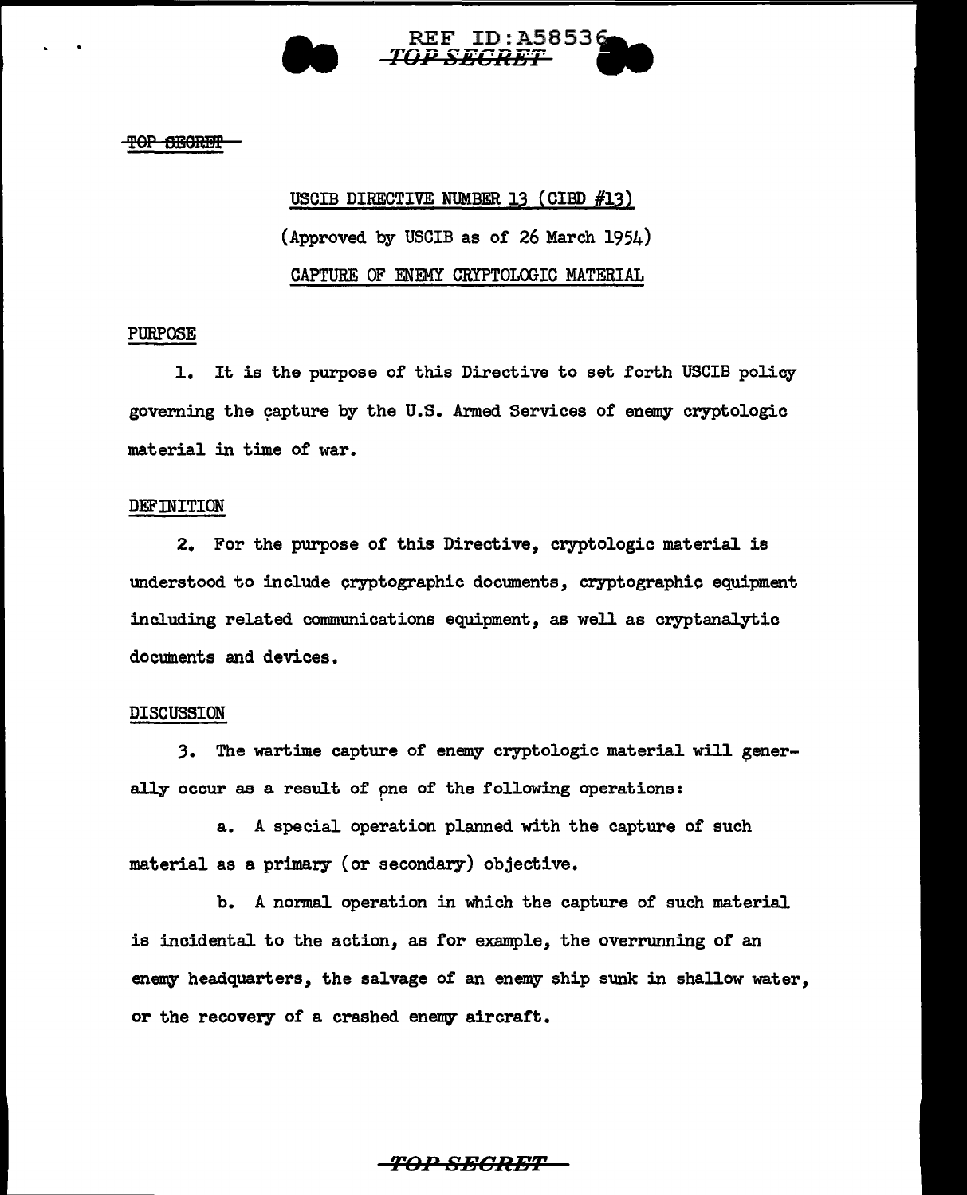TOP SECRET

USCIB DIRECTIVE NUMBER 13 (CIBD #13)

(Approved by USCIB as of 26 March 1954)

CAPTURE OF ENEMY CRYPTOLOGIC MATERIAL

PURPOSE

1. It is the purpose of this Directive to set forth USCIB policy governing the capture by the U.S. Armed Services of enemy cryptologic material in time of war.

DEFINITION

2. For the purpose of this Directive, cryptologic material is understood to include cryptographic documents, cryptographic equipment including related communications equipment, as well as cryptanalytic documents and devices.

DISCUSSION

3. The wartime capture of enemy cryptologic material will generally occur as a result of one of the following operations:

a. A special operation planned with the capture of such material as a primary (or secondary) objective.

b. A normal operation in which the capture of such material is incidental to the action, as for example, the overrunning of an enemy headquarters, the salvage of an enemy ship sunk in shallow water, or the recovery of a crashed enemy aircraft.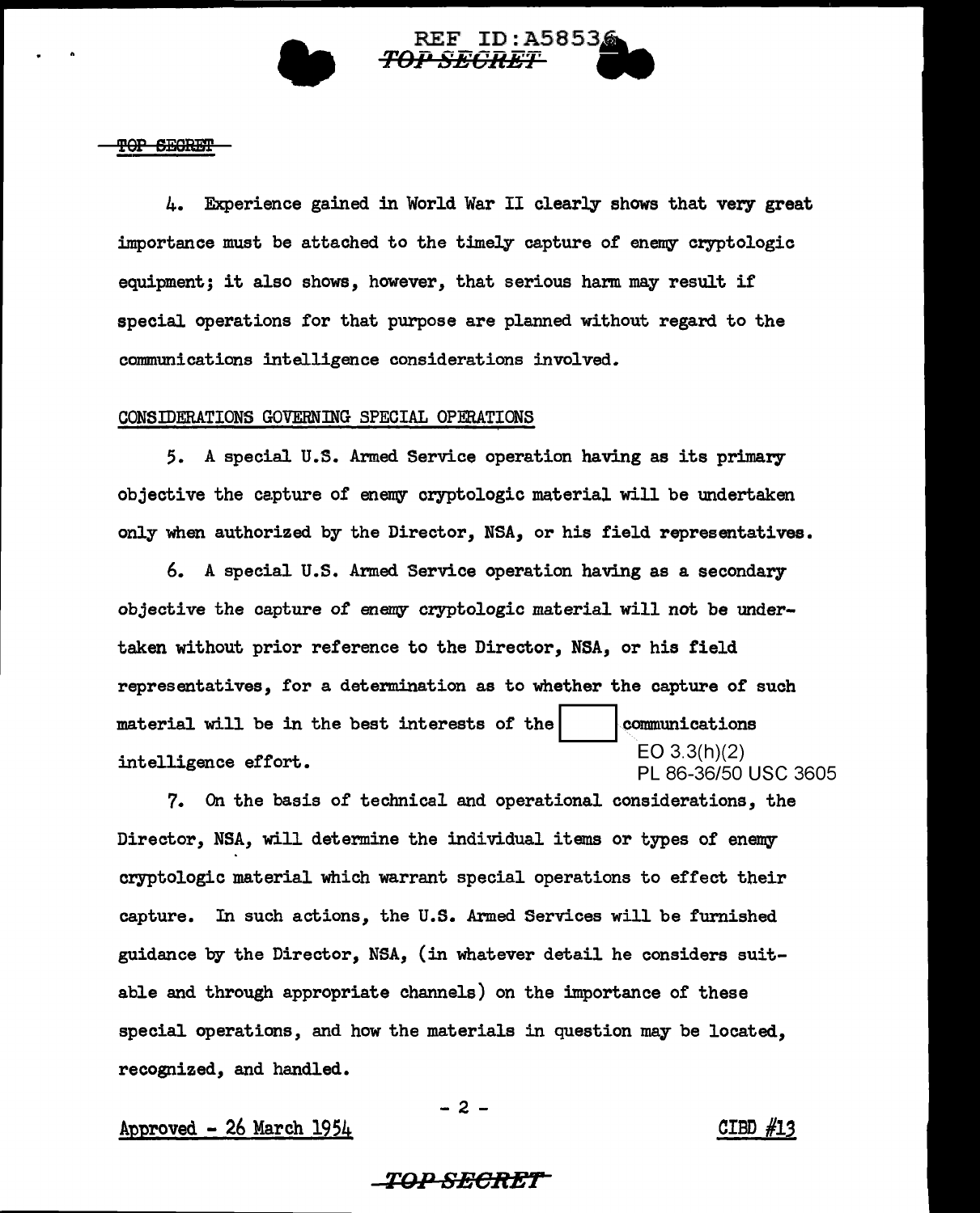4. Experience gained in World War II clearly shows that very great importance must be attached to the timely capture of enemy cryptologic equipment; it also shows, however, that serious harm may result if special operations for that purpose are planned without regard to the communications intelligence considerations involved.

CONSIDERATIONS GOVERNING SPECIAL OPERATIONS

5. A special U.S. Armed Service operation having as its primary objective the capture of enemy cryptologic material will be undertaken only when authorized by the Director, NSA, or his field representatives.

6. A special U.S. Armed Service operation having as a secondary objective the capture of enemy cryptologic material will not be undertaken without prior reference to the Director, NSA, or his field representatives, for a determination as to whether the capture of such material will be in the best interests of the [ ] communications intelligence effort.

EO 3.3(h)(2)
PL 86-36/50 USC 3605

7. On the basis of technical and operational considerations, the Director, NSA, will determine the individual items or types of enemy cryptologic material which warrant special operations to effect their capture. In such actions, the U.S. Armed Services will be furnished guidance by the Director, NSA, (in whatever detail he considers suitable and through appropriate channels) on the importance of these special operations, and how the materials in question may be located, recognized, and handled.

Approved - 26 March 1954

CIBD #13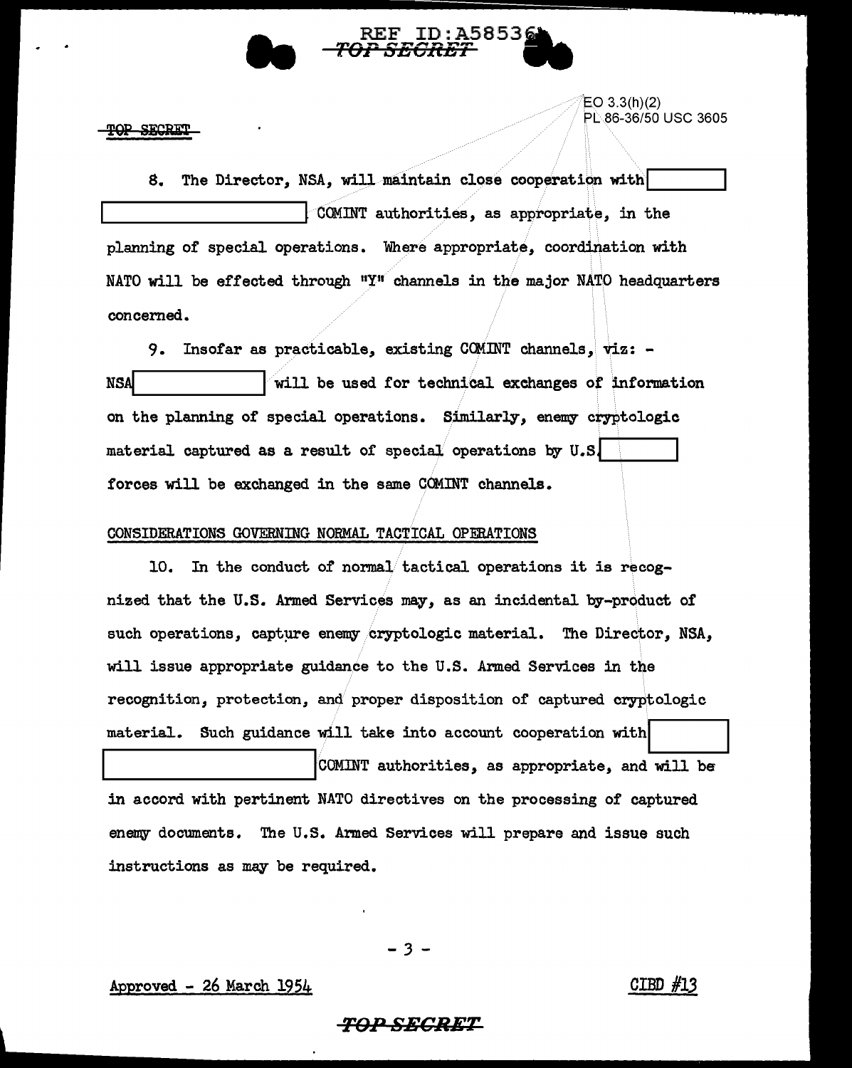EO 3.3(h)(2)
PL 86-36/50 USC 3605

8. The Director, NSA, will maintain close cooperation with [ ] [ ] COMINT authorities, as appropriate, in the planning of special operations. Where appropriate, coordination with NATO will be effected through "Y" channels in the major NATO headquarters concerned.

9. Insofar as practicable, existing COMINT channels, viz: - NSA [ ] will be used for technical exchanges of information on the planning of special operations. Similarly, enemy cryptologic material captured as a result of special operations by U.S. [ ] forces will be exchanged in the same COMINT channels.

CONSIDERATIONS GOVERNING NORMAL TACTICAL OPERATIONS

10. In the conduct of normal tactical operations it is recognized that the U.S. Armed Services may, as an incidental by-product of such operations, capture enemy cryptologic material. The Director, NSA, will issue appropriate guidance to the U.S. Armed Services in the recognition, protection, and proper disposition of captured cryptologic material. Such guidance will take into account cooperation with [ ] [ ] COMINT authorities, as appropriate, and will be in accord with pertinent NATO directives on the processing of captured enemy documents. The U.S. Armed Services will prepare and issue such instructions as may be required.

Approved - 26 March 1954

CIBD #13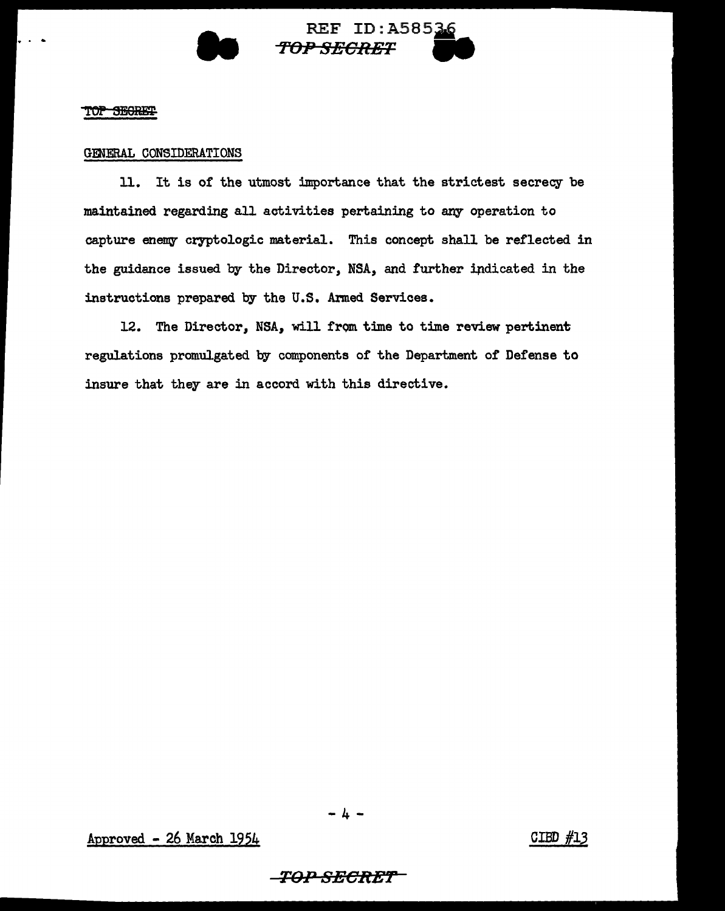TOP SECRET

GENERAL CONSIDERATIONS

11. It is of the utmost importance that the strictest secrecy be maintained regarding all activities pertaining to any operation to capture enemy cryptologic material. This concept shall be reflected in the guidance issued by the Director, NSA, and further indicated in the instructions prepared by the U.S. Armed Services.

12. The Director, NSA, will from time to time review pertinent regulations promulgated by components of the Department of Defense to insure that they are in accord with this directive.

Approved - 26 March 1954

CIBD #13